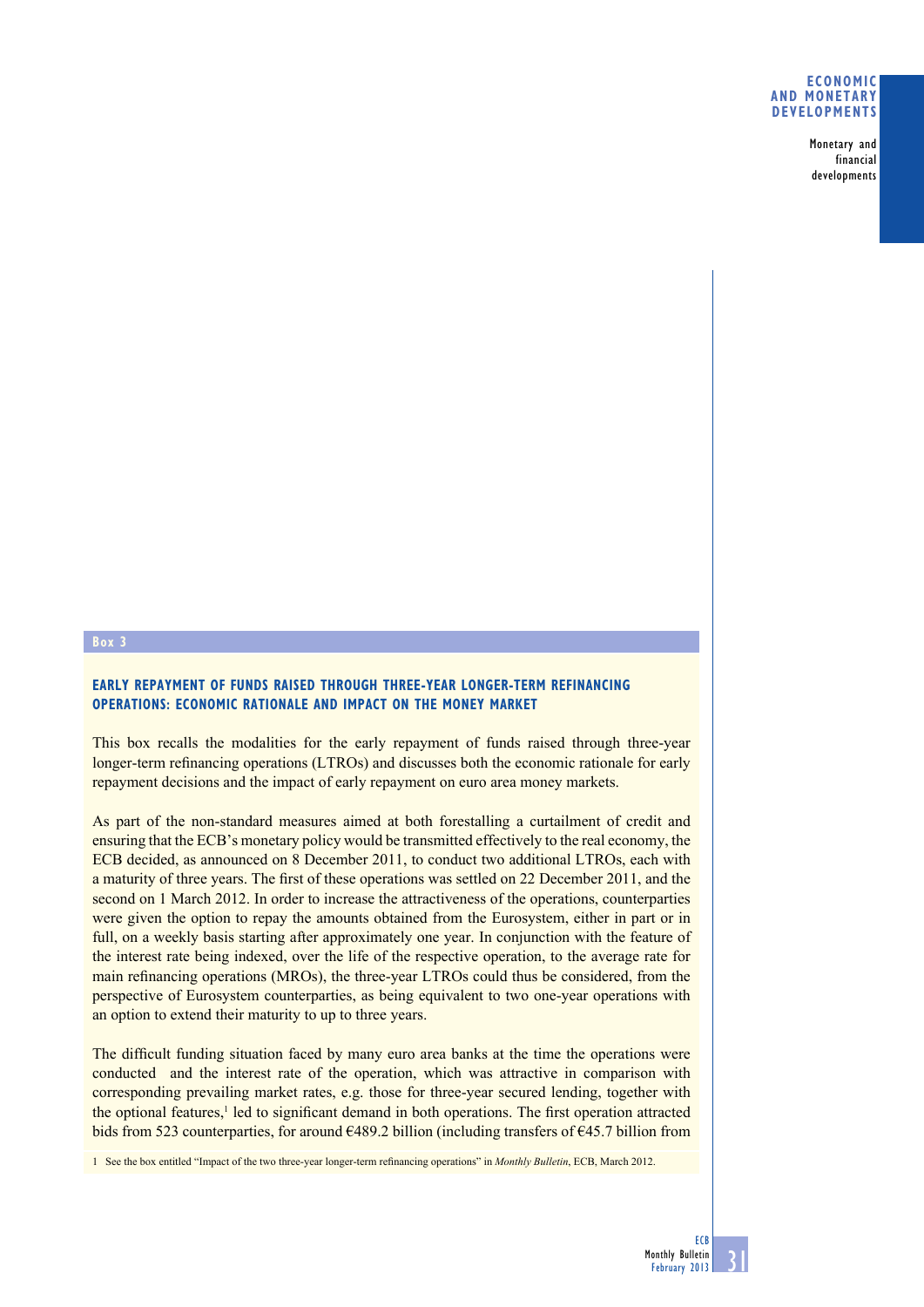Box 3

## EARLY REPAYMENT OF FUNDS RAISED THROUGH THREE-YEAR LONGER-TERM REFINANCING OPERATIONS: ECONOMIC RATIONALE AND IMPACT ON THE MONEY MARKET

This box recalls the modalities for the early repayment of funds raised through three-year longer-term refinancing operations (LTROs) and discusses both the economic rationale for early repayment decisions and the impact of early repayment on euro area money markets.

As part of the non-standard measures aimed at both forestalling a curtailment of credit and ensuring that the ECB's monetary policy would be transmitted effectively to the real economy, the ECB decided, as announced on 8 December 2011, to conduct two additional LTROs, each with a maturity of three years. The first of these operations was settled on 22 December 2011, and the second on 1 March 2012. In order to increase the attractiveness of the operations, counterparties were given the option to repay the amounts obtained from the Eurosystem, either in part or in full, on a weekly basis starting after approximately one year. In conjunction with the feature of the interest rate being indexed, over the life of the respective operation, to the average rate for main refinancing operations (MROs), the three-year LTROs could thus be considered, from the perspective of Eurosystem counterparties, as being equivalent to two one-year operations with an option to extend their maturity to up to three years.

The difficult funding situation faced by many euro area banks at the time the operations were conducted and the interest rate of the operation, which was attractive in comparison with corresponding prevailing market rates, e.g. those for three-year secured lending, together with the optional features,[1] led to significant demand in both operations. The first operation attracted bids from 523 counterparties, for around €489.2 billion (including transfers of €45.7 billion from

1 See the box entitled "Impact of the two three-year longer-term refinancing operations" in *Monthly Bulletin*, ECB, March 2012.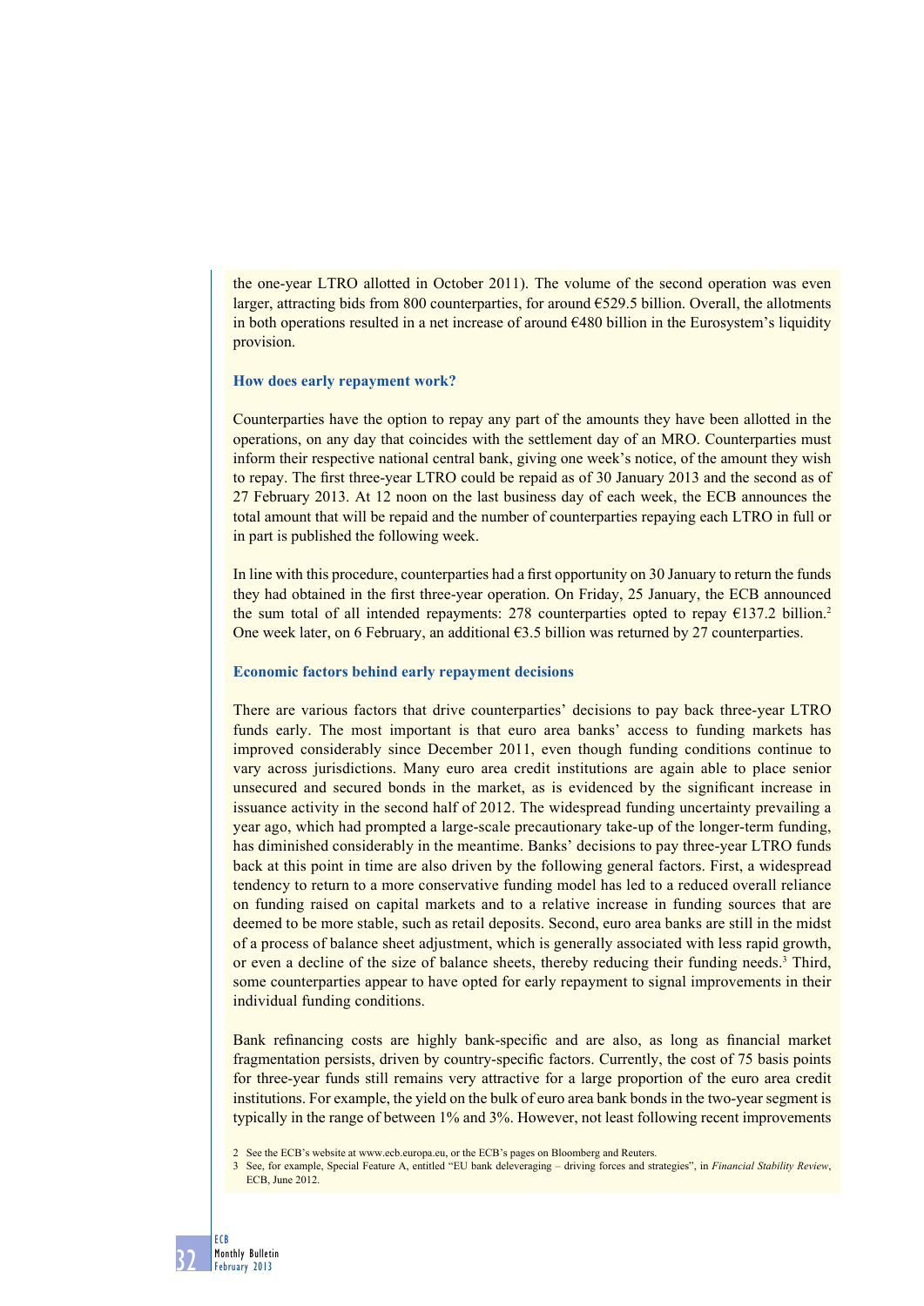the one-year LTRO allotted in October 2011). The volume of the second operation was even larger, attracting bids from 800 counterparties, for around €529.5 billion. Overall, the allotments in both operations resulted in a net increase of around €480 billion in the Eurosystem's liquidity provision.

### How does early repayment work?

Counterparties have the option to repay any part of the amounts they have been allotted in the operations, on any day that coincides with the settlement day of an MRO. Counterparties must inform their respective national central bank, giving one week's notice, of the amount they wish to repay. The first three-year LTRO could be repaid as of 30 January 2013 and the second as of 27 February 2013. At 12 noon on the last business day of each week, the ECB announces the total amount that will be repaid and the number of counterparties repaying each LTRO in full or in part is published the following week.

In line with this procedure, counterparties had a first opportunity on 30 January to return the funds they had obtained in the first three-year operation. On Friday, 25 January, the ECB announced the sum total of all intended repayments: 278 counterparties opted to repay €137.2 billion.[2] One week later, on 6 February, an additional €3.5 billion was returned by 27 counterparties.

### Economic factors behind early repayment decisions

There are various factors that drive counterparties' decisions to pay back three-year LTRO funds early. The most important is that euro area banks' access to funding markets has improved considerably since December 2011, even though funding conditions continue to vary across jurisdictions. Many euro area credit institutions are again able to place senior unsecured and secured bonds in the market, as is evidenced by the significant increase in issuance activity in the second half of 2012. The widespread funding uncertainty prevailing a year ago, which had prompted a large-scale precautionary take-up of the longer-term funding, has diminished considerably in the meantime. Banks' decisions to pay three-year LTRO funds back at this point in time are also driven by the following general factors. First, a widespread tendency to return to a more conservative funding model has led to a reduced overall reliance on funding raised on capital markets and to a relative increase in funding sources that are deemed to be more stable, such as retail deposits. Second, euro area banks are still in the midst of a process of balance sheet adjustment, which is generally associated with less rapid growth, or even a decline of the size of balance sheets, thereby reducing their funding needs.[3] Third, some counterparties appear to have opted for early repayment to signal improvements in their individual funding conditions.

Bank refinancing costs are highly bank-specific and are also, as long as financial market fragmentation persists, driven by country-specific factors. Currently, the cost of 75 basis points for three-year funds still remains very attractive for a large proportion of the euro area credit institutions. For example, the yield on the bulk of euro area bank bonds in the two-year segment is typically in the range of between 1% and 3%. However, not least following recent improvements

2 See the ECB's website at www.ecb.europa.eu, or the ECB's pages on Bloomberg and Reuters.

3 See, for example, Special Feature A, entitled "EU bank deleveraging – driving forces and strategies", in *Financial Stability Review*, ECB, June 2012.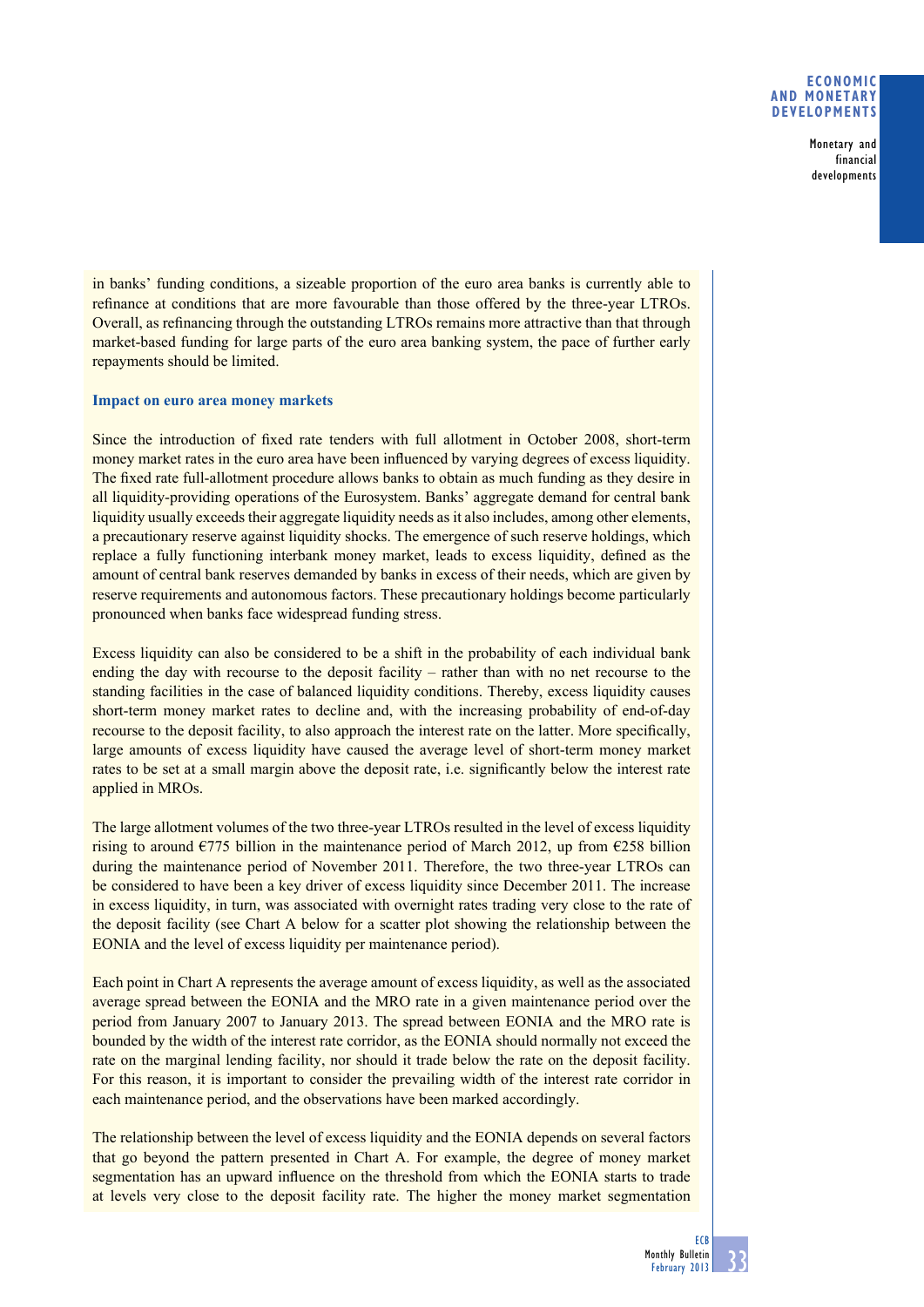in banks' funding conditions, a sizeable proportion of the euro area banks is currently able to refinance at conditions that are more favourable than those offered by the three-year LTROs. Overall, as refinancing through the outstanding LTROs remains more attractive than that through market-based funding for large parts of the euro area banking system, the pace of further early repayments should be limited.

**Impact on euro area money markets**

Since the introduction of fixed rate tenders with full allotment in October 2008, short-term money market rates in the euro area have been influenced by varying degrees of excess liquidity. The fixed rate full-allotment procedure allows banks to obtain as much funding as they desire in all liquidity-providing operations of the Eurosystem. Banks' aggregate demand for central bank liquidity usually exceeds their aggregate liquidity needs as it also includes, among other elements, a precautionary reserve against liquidity shocks. The emergence of such reserve holdings, which replace a fully functioning interbank money market, leads to excess liquidity, defined as the amount of central bank reserves demanded by banks in excess of their needs, which are given by reserve requirements and autonomous factors. These precautionary holdings become particularly pronounced when banks face widespread funding stress.

Excess liquidity can also be considered to be a shift in the probability of each individual bank ending the day with recourse to the deposit facility – rather than with no net recourse to the standing facilities in the case of balanced liquidity conditions. Thereby, excess liquidity causes short-term money market rates to decline and, with the increasing probability of end-of-day recourse to the deposit facility, to also approach the interest rate on the latter. More specifically, large amounts of excess liquidity have caused the average level of short-term money market rates to be set at a small margin above the deposit rate, i.e. significantly below the interest rate applied in MROs.

The large allotment volumes of the two three-year LTROs resulted in the level of excess liquidity rising to around €775 billion in the maintenance period of March 2012, up from €258 billion during the maintenance period of November 2011. Therefore, the two three-year LTROs can be considered to have been a key driver of excess liquidity since December 2011. The increase in excess liquidity, in turn, was associated with overnight rates trading very close to the rate of the deposit facility (see Chart A below for a scatter plot showing the relationship between the EONIA and the level of excess liquidity per maintenance period).

Each point in Chart A represents the average amount of excess liquidity, as well as the associated average spread between the EONIA and the MRO rate in a given maintenance period over the period from January 2007 to January 2013. The spread between EONIA and the MRO rate is bounded by the width of the interest rate corridor, as the EONIA should normally not exceed the rate on the marginal lending facility, nor should it trade below the rate on the deposit facility. For this reason, it is important to consider the prevailing width of the interest rate corridor in each maintenance period, and the observations have been marked accordingly.

The relationship between the level of excess liquidity and the EONIA depends on several factors that go beyond the pattern presented in Chart A. For example, the degree of money market segmentation has an upward influence on the threshold from which the EONIA starts to trade at levels very close to the deposit facility rate. The higher the money market segmentation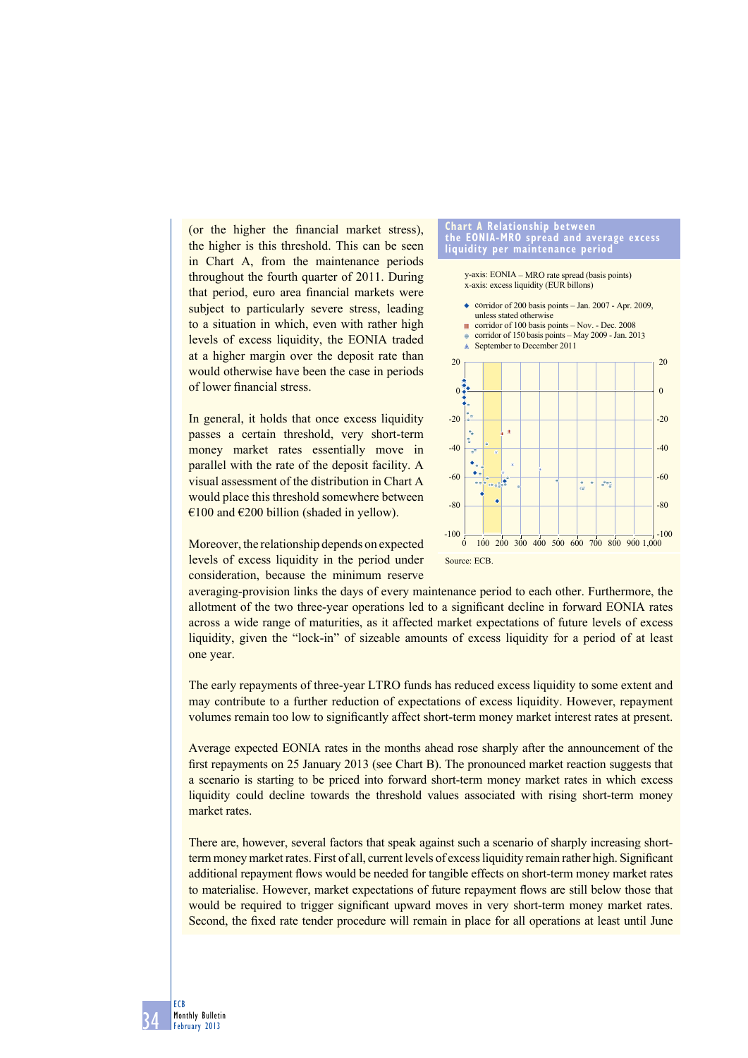(or the higher the financial market stress), the higher is this threshold. This can be seen in Chart A, from the maintenance periods throughout the fourth quarter of 2011. During that period, euro area financial markets were subject to particularly severe stress, leading to a situation in which, even with rather high levels of excess liquidity, the EONIA traded at a higher margin over the deposit rate than would otherwise have been the case in periods of lower financial stress.

In general, it holds that once excess liquidity passes a certain threshold, very short-term money market rates essentially move in parallel with the rate of the deposit facility. A visual assessment of the distribution in Chart A would place this threshold somewhere between €100 and €200 billion (shaded in yellow).

Moreover, the relationship depends on expected levels of excess liquidity in the period under consideration, because the minimum reserve averaging-provision links the days of every maintenance period to each other. Furthermore, the allotment of the two three-year operations led to a significant decline in forward EONIA rates across a wide range of maturities, as it affected market expectations of future levels of excess liquidity, given the "lock-in" of sizeable amounts of excess liquidity for a period of at least one year.

**Chart A Relationship between the EONIA-MRO spread and average excess liquidity per maintenance period**

y-axis: EONIA – MRO rate spread (basis points)
x-axis: excess liquidity (EUR billons)

- corridor of 200 basis points – Jan. 2007 - Apr. 2009, unless stated otherwise
- corridor of 100 basis points – Nov. - Dec. 2008
- corridor of 150 basis points – May 2009 - Jan. 2013
- September to December 2011

Source: ECB.

The early repayments of three-year LTRO funds has reduced excess liquidity to some extent and may contribute to a further reduction of expectations of excess liquidity. However, repayment volumes remain too low to significantly affect short-term money market interest rates at present.

Average expected EONIA rates in the months ahead rose sharply after the announcement of the first repayments on 25 January 2013 (see Chart B). The pronounced market reaction suggests that a scenario is starting to be priced into forward short-term money market rates in which excess liquidity could decline towards the threshold values associated with rising short-term money market rates.

There are, however, several factors that speak against such a scenario of sharply increasing short-term money market rates. First of all, current levels of excess liquidity remain rather high. Significant additional repayment flows would be needed for tangible effects on short-term money market rates to materialise. However, market expectations of future repayment flows are still below those that would be required to trigger significant upward moves in very short-term money market rates. Second, the fixed rate tender procedure will remain in place for all operations at least until June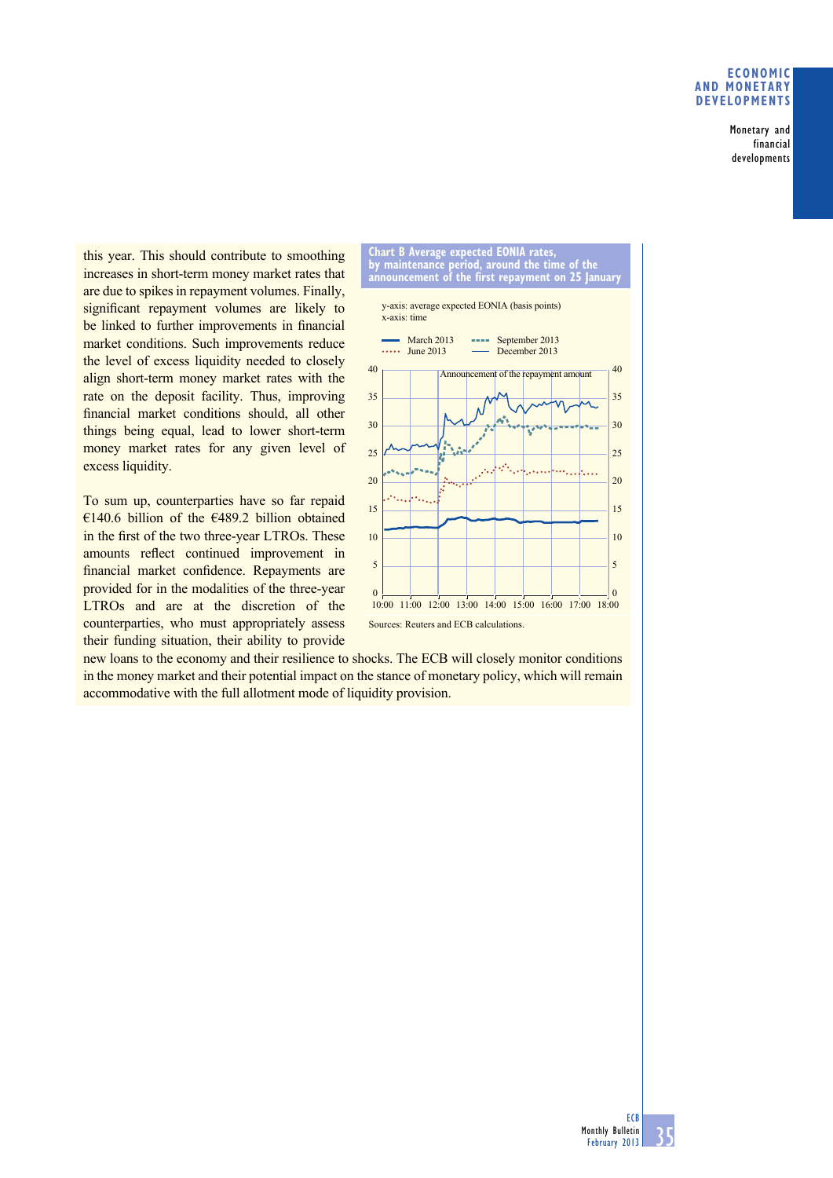this year. This should contribute to smoothing increases in short-term money market rates that are due to spikes in repayment volumes. Finally, significant repayment volumes are likely to be linked to further improvements in financial market conditions. Such improvements reduce the level of excess liquidity needed to closely align short-term money market rates with the rate on the deposit facility. Thus, improving financial market conditions should, all other things being equal, lead to lower short-term money market rates for any given level of excess liquidity.

**Chart B Average expected EONIA rates, by maintenance period, around the time of the announcement of the first repayment on 25 January**

y-axis: average expected EONIA (basis points)
x-axis: time

March 2013
June 2013
September 2013
December 2013

Announcement of the repayment amount

40
35
30
25
20
15
10
5
0

10:00 11:00 12:00 13:00 14:00 15:00 16:00 17:00 18:00

Sources: Reuters and ECB calculations.

To sum up, counterparties have so far repaid €140.6 billion of the €489.2 billion obtained in the first of the two three-year LTROs. These amounts reflect continued improvement in financial market confidence. Repayments are provided for in the modalities of the three-year LTROs and are at the discretion of the counterparties, who must appropriately assess their funding situation, their ability to provide new loans to the economy and their resilience to shocks. The ECB will closely monitor conditions in the money market and their potential impact on the stance of monetary policy, which will remain accommodative with the full allotment mode of liquidity provision.